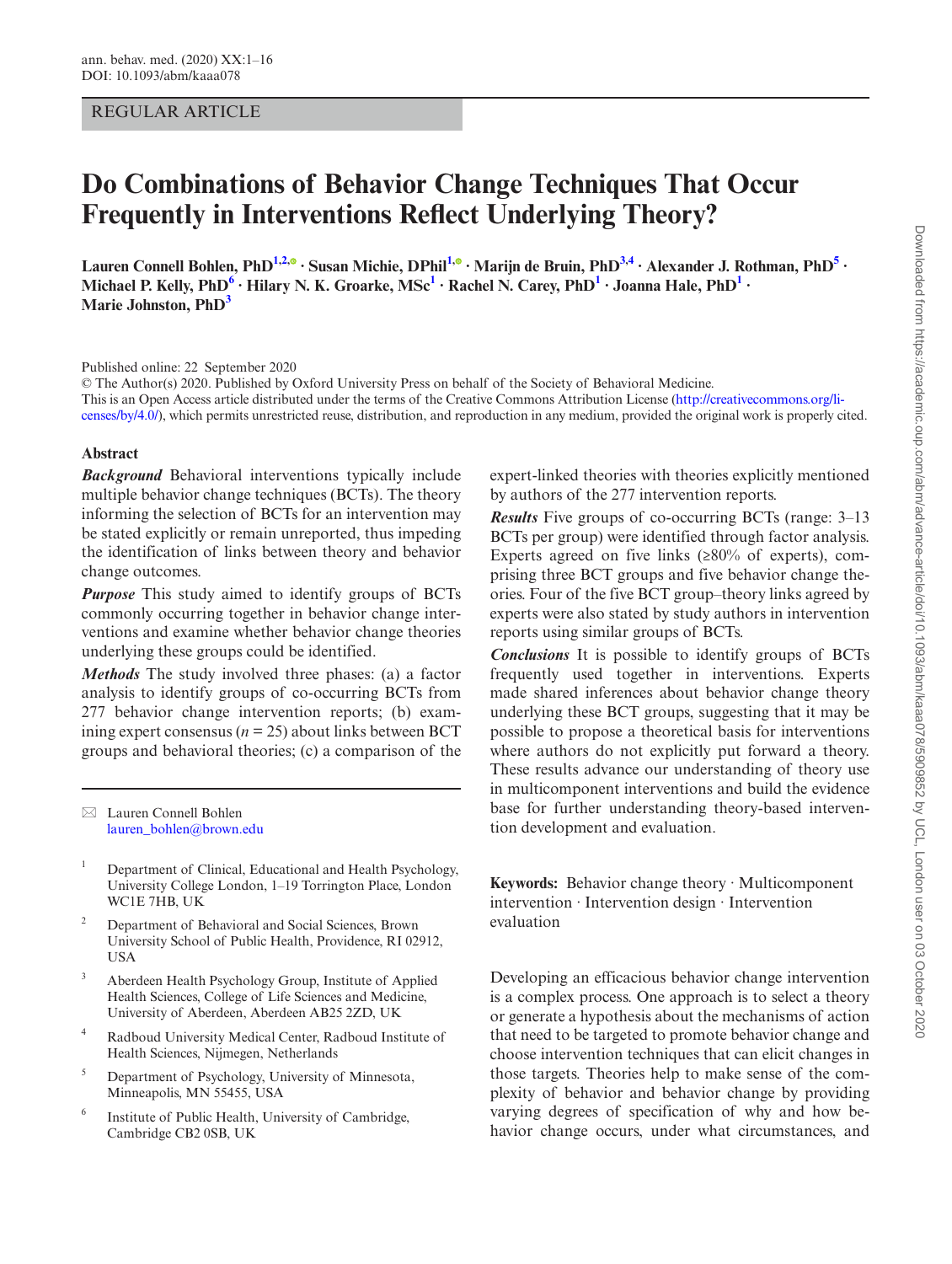REGULAR ARTICLE

# Do Combinations of Behavior Change Techniques That Occur Frequently in Interventions Reflect Underlying Theory?

**Lauren Connell Bohlen, PhD[1,2] · Susan Michie, DPhil[1] · Marijn de Bruin, PhD[3,4] · Alexander J. Rothman, PhD[5] · Michael P. Kelly, PhD[6] · Hilary N. K. Groarke, MSc[1] · Rachel N. Carey, PhD[1] · Joanna Hale, PhD[1] · Marie Johnston, PhD[3]**

Published online: 22 September 2020

© The Author(s) 2020. Published by Oxford University Press on behalf of the Society of Behavioral Medicine.

This is an Open Access article distributed under the terms of the Creative Commons Attribution License (http://creativecommons.org/licenses/by/4.0/), which permits unrestricted reuse, distribution, and reproduction in any medium, provided the original work is properly cited.

## Abstract

***Background*** Behavioral interventions typically include multiple behavior change techniques (BCTs). The theory informing the selection of BCTs for an intervention may be stated explicitly or remain unreported, thus impeding the identification of links between theory and behavior change outcomes.

***Purpose*** This study aimed to identify groups of BCTs commonly occurring together in behavior change interventions and examine whether behavior change theories underlying these groups could be identified.

***Methods*** The study involved three phases: (a) a factor analysis to identify groups of co-occurring BCTs from 277 behavior change intervention reports; (b) examining expert consensus ($n$ = 25) about links between BCT groups and behavioral theories; (c) a comparison of the expert-linked theories with theories explicitly mentioned by authors of the 277 intervention reports.

***Results*** Five groups of co-occurring BCTs (range: 3–13 BCTs per group) were identified through factor analysis. Experts agreed on five links (≥80% of experts), comprising three BCT groups and five behavior change theories. Four of the five BCT group–theory links agreed by experts were also stated by study authors in intervention reports using similar groups of BCTs.

***Conclusions*** It is possible to identify groups of BCTs frequently used together in interventions. Experts made shared inferences about behavior change theory underlying these BCT groups, suggesting that it may be possible to propose a theoretical basis for interventions where authors do not explicitly put forward a theory. These results advance our understanding of theory use in multicomponent interventions and build the evidence base for further understanding theory-based intervention development and evaluation.

**Keywords:** Behavior change theory · Multicomponent intervention · Intervention design · Intervention evaluation

---

✉ Lauren Connell Bohlen
lauren_bohlen@brown.edu

1 Department of Clinical, Educational and Health Psychology, University College London, 1–19 Torrington Place, London WC1E 7HB, UK

2 Department of Behavioral and Social Sciences, Brown University School of Public Health, Providence, RI 02912, USA

3 Aberdeen Health Psychology Group, Institute of Applied Health Sciences, College of Life Sciences and Medicine, University of Aberdeen, Aberdeen AB25 2ZD, UK

4 Radboud University Medical Center, Radboud Institute of Health Sciences, Nijmegen, Netherlands

5 Department of Psychology, University of Minnesota, Minneapolis, MN 55455, USA

6 Institute of Public Health, University of Cambridge, Cambridge CB2 0SB, UK

---

Developing an efficacious behavior change intervention is a complex process. One approach is to select a theory or generate a hypothesis about the mechanisms of action that need to be targeted to promote behavior change and choose intervention techniques that can elicit changes in those targets. Theories help to make sense of the complexity of behavior and behavior change by providing varying degrees of specification of why and how behavior change occurs, under what circumstances, and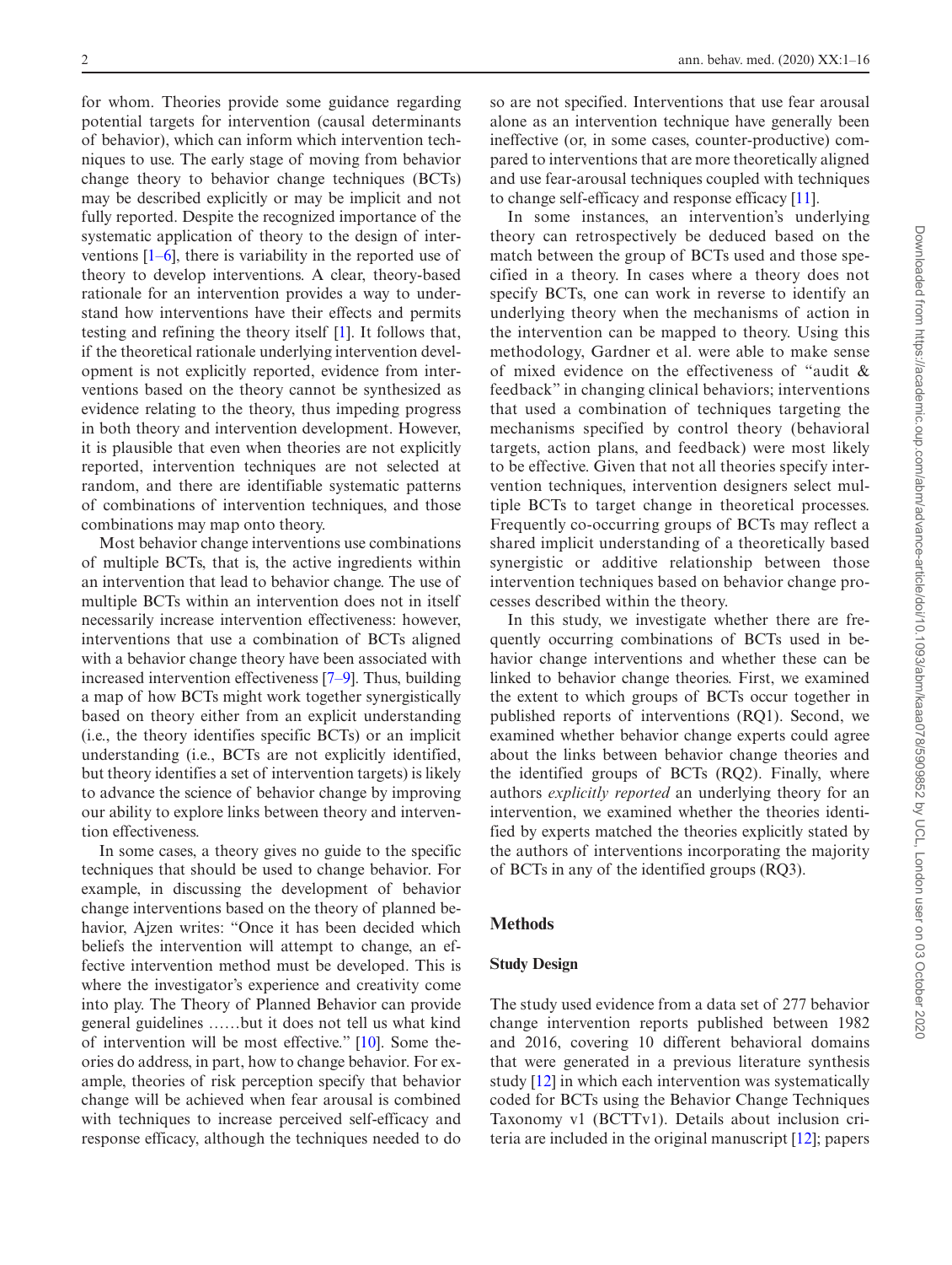for whom. Theories provide some guidance regarding potential targets for intervention (causal determinants of behavior), which can inform which intervention techniques to use. The early stage of moving from behavior change theory to behavior change techniques (BCTs) may be described explicitly or may be implicit and not fully reported. Despite the recognized importance of the systematic application of theory to the design of interventions [1–6], there is variability in the reported use of theory to develop interventions. A clear, theory-based rationale for an intervention provides a way to understand how interventions have their effects and permits testing and refining the theory itself [1]. It follows that, if the theoretical rationale underlying intervention development is not explicitly reported, evidence from interventions based on the theory cannot be synthesized as evidence relating to the theory, thus impeding progress in both theory and intervention development. However, it is plausible that even when theories are not explicitly reported, intervention techniques are not selected at random, and there are identifiable systematic patterns of combinations of intervention techniques, and those combinations may map onto theory.

Most behavior change interventions use combinations of multiple BCTs, that is, the active ingredients within an intervention that lead to behavior change. The use of multiple BCTs within an intervention does not in itself necessarily increase intervention effectiveness: however, interventions that use a combination of BCTs aligned with a behavior change theory have been associated with increased intervention effectiveness [7–9]. Thus, building a map of how BCTs might work together synergistically based on theory either from an explicit understanding (i.e., the theory identifies specific BCTs) or an implicit understanding (i.e., BCTs are not explicitly identified, but theory identifies a set of intervention targets) is likely to advance the science of behavior change by improving our ability to explore links between theory and intervention effectiveness.

In some cases, a theory gives no guide to the specific techniques that should be used to change behavior. For example, in discussing the development of behavior change interventions based on the theory of planned behavior, Ajzen writes: "Once it has been decided which beliefs the intervention will attempt to change, an effective intervention method must be developed. This is where the investigator's experience and creativity come into play. The Theory of Planned Behavior can provide general guidelines ……but it does not tell us what kind of intervention will be most effective." [10]. Some theories do address, in part, how to change behavior. For example, theories of risk perception specify that behavior change will be achieved when fear arousal is combined with techniques to increase perceived self-efficacy and response efficacy, although the techniques needed to do so are not specified. Interventions that use fear arousal alone as an intervention technique have generally been ineffective (or, in some cases, counter-productive) compared to interventions that are more theoretically aligned and use fear-arousal techniques coupled with techniques to change self-efficacy and response efficacy [11].

In some instances, an intervention's underlying theory can retrospectively be deduced based on the match between the group of BCTs used and those specified in a theory. In cases where a theory does not specify BCTs, one can work in reverse to identify an underlying theory when the mechanisms of action in the intervention can be mapped to theory. Using this methodology, Gardner et al. were able to make sense of mixed evidence on the effectiveness of "audit & feedback" in changing clinical behaviors; interventions that used a combination of techniques targeting the mechanisms specified by control theory (behavioral targets, action plans, and feedback) were most likely to be effective. Given that not all theories specify intervention techniques, intervention designers select multiple BCTs to target change in theoretical processes. Frequently co-occurring groups of BCTs may reflect a shared implicit understanding of a theoretically based synergistic or additive relationship between those intervention techniques based on behavior change processes described within the theory.

In this study, we investigate whether there are frequently occurring combinations of BCTs used in behavior change interventions and whether these can be linked to behavior change theories. First, we examined the extent to which groups of BCTs occur together in published reports of interventions (RQ1). Second, we examined whether behavior change experts could agree about the links between behavior change theories and the identified groups of BCTs (RQ2). Finally, where authors *explicitly reported* an underlying theory for an intervention, we examined whether the theories identified by experts matched the theories explicitly stated by the authors of interventions incorporating the majority of BCTs in any of the identified groups (RQ3).

## Methods

### Study Design

The study used evidence from a data set of 277 behavior change intervention reports published between 1982 and 2016, covering 10 different behavioral domains that were generated in a previous literature synthesis study [12] in which each intervention was systematically coded for BCTs using the Behavior Change Techniques Taxonomy v1 (BCTTv1). Details about inclusion criteria are included in the original manuscript [12]; papers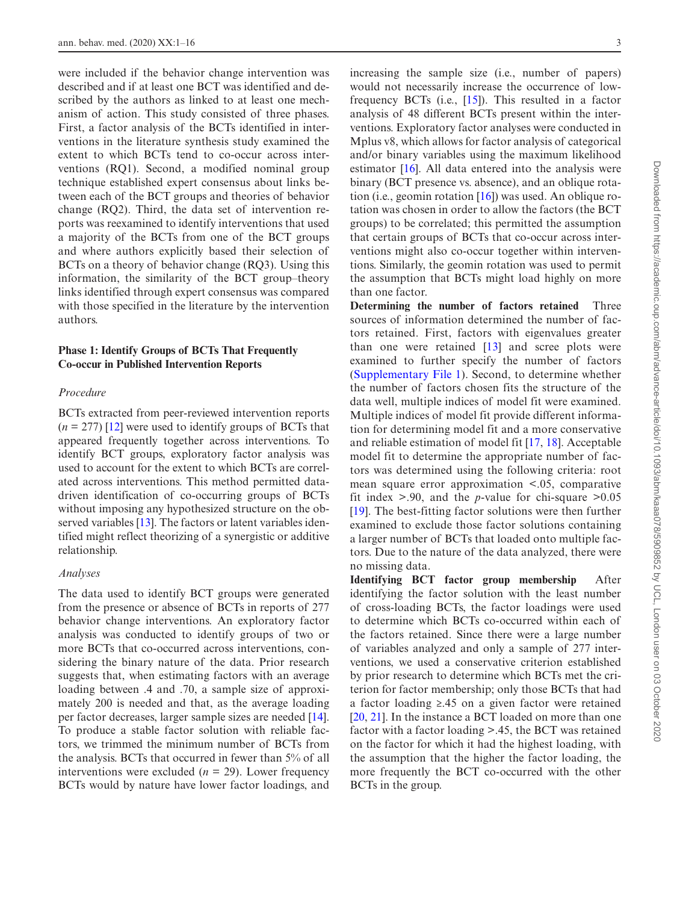were included if the behavior change intervention was described and if at least one BCT was identified and described by the authors as linked to at least one mechanism of action. This study consisted of three phases. First, a factor analysis of the BCTs identified in interventions in the literature synthesis study examined the extent to which BCTs tend to co-occur across interventions (RQ1). Second, a modified nominal group technique established expert consensus about links between each of the BCT groups and theories of behavior change (RQ2). Third, the data set of intervention reports was reexamined to identify interventions that used a majority of the BCTs from one of the BCT groups and where authors explicitly based their selection of BCTs on a theory of behavior change (RQ3). Using this information, the similarity of the BCT group–theory links identified through expert consensus was compared with those specified in the literature by the intervention authors.

### Phase 1: Identify Groups of BCTs That Frequently Co-occur in Published Intervention Reports

#### *Procedure*

BCTs extracted from peer-reviewed intervention reports ($n$ = 277) [12] were used to identify groups of BCTs that appeared frequently together across interventions. To identify BCT groups, exploratory factor analysis was used to account for the extent to which BCTs are correlated across interventions. This method permitted data-driven identification of co-occurring groups of BCTs without imposing any hypothesized structure on the observed variables [13]. The factors or latent variables identified might reflect theorizing of a synergistic or additive relationship.

#### *Analyses*

The data used to identify BCT groups were generated from the presence or absence of BCTs in reports of 277 behavior change interventions. An exploratory factor analysis was conducted to identify groups of two or more BCTs that co-occurred across interventions, considering the binary nature of the data. Prior research suggests that, when estimating factors with an average loading between .4 and .70, a sample size of approximately 200 is needed and that, as the average loading per factor decreases, larger sample sizes are needed [14]. To produce a stable factor solution with reliable factors, we trimmed the minimum number of BCTs from the analysis. BCTs that occurred in fewer than 5% of all interventions were excluded ($n$ = 29). Lower frequency BCTs would by nature have lower factor loadings, and increasing the sample size (i.e., number of papers) would not necessarily increase the occurrence of low-frequency BCTs (i.e., [15]). This resulted in a factor analysis of 48 different BCTs present within the interventions. Exploratory factor analyses were conducted in Mplus v8, which allows for factor analysis of categorical and/or binary variables using the maximum likelihood estimator [16]. All data entered into the analysis were binary (BCT presence vs. absence), and an oblique rotation (i.e., geomin rotation [16]) was used. An oblique rotation was chosen in order to allow the factors (the BCT groups) to be correlated; this permitted the assumption that certain groups of BCTs that co-occur across interventions might also co-occur together within interventions. Similarly, the geomin rotation was used to permit the assumption that BCTs might load highly on more than one factor.

**Determining the number of factors retained** Three sources of information determined the number of factors retained. First, factors with eigenvalues greater than one were retained [13] and scree plots were examined to further specify the number of factors (Supplementary File 1). Second, to determine whether the number of factors chosen fits the structure of the data well, multiple indices of model fit were examined. Multiple indices of model fit provide different information for determining model fit and a more conservative and reliable estimation of model fit [17, 18]. Acceptable model fit to determine the appropriate number of factors was determined using the following criteria: root mean square error approximation <.05, comparative fit index >.90, and the $p$-value for chi-square >0.05 [19]. The best-fitting factor solutions were then further examined to exclude those factor solutions containing a larger number of BCTs that loaded onto multiple factors. Due to the nature of the data analyzed, there were no missing data.

**Identifying BCT factor group membership** After identifying the factor solution with the least number of cross-loading BCTs, the factor loadings were used to determine which BCTs co-occurred within each of the factors retained. Since there were a large number of variables analyzed and only a sample of 277 interventions, we used a conservative criterion established by prior research to determine which BCTs met the criterion for factor membership; only those BCTs that had a factor loading ≥.45 on a given factor were retained [20, 21]. In the instance a BCT loaded on more than one factor with a factor loading >.45, the BCT was retained on the factor for which it had the highest loading, with the assumption that the higher the factor loading, the more frequently the BCT co-occurred with the other BCTs in the group.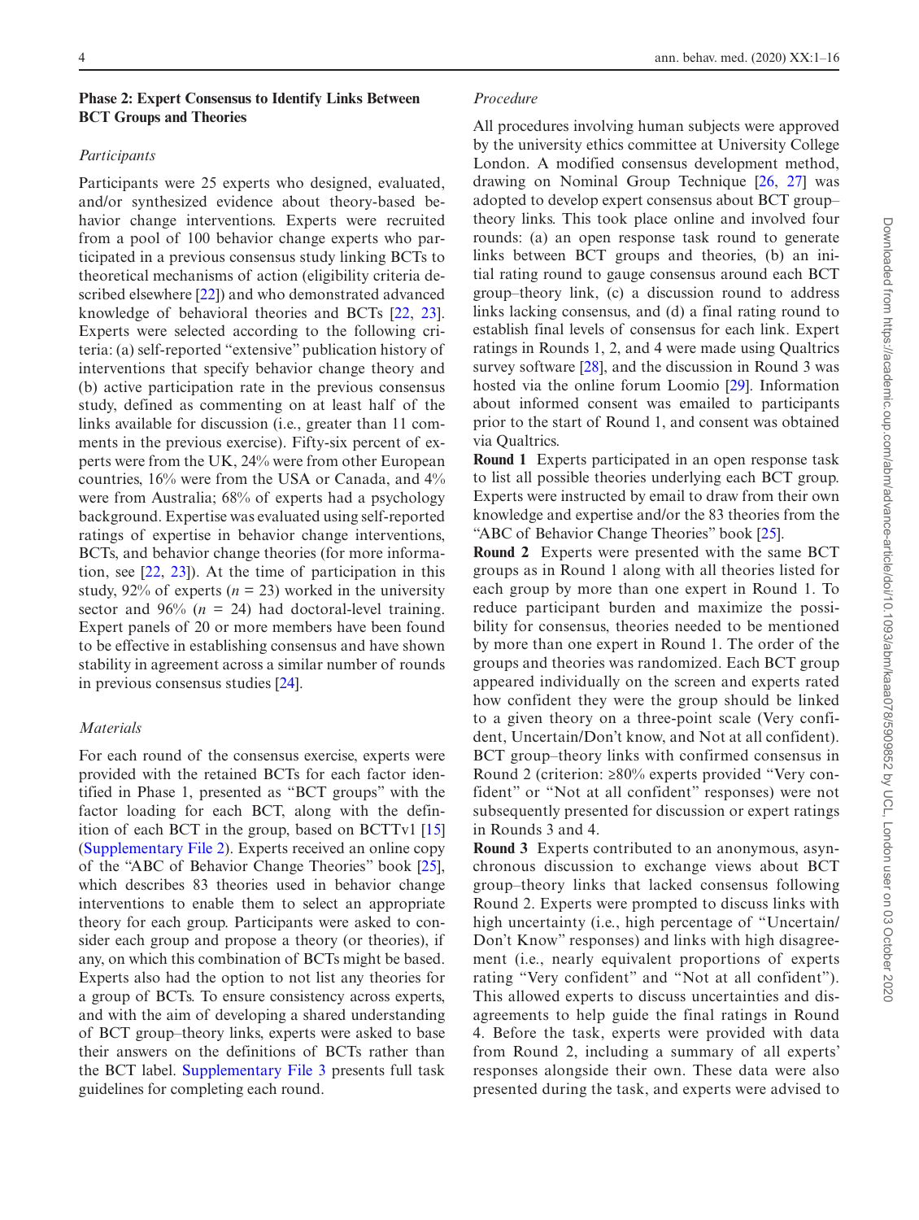## Phase 2: Expert Consensus to Identify Links Between BCT Groups and Theories

### *Participants*

Participants were 25 experts who designed, evaluated, and/or synthesized evidence about theory-based behavior change interventions. Experts were recruited from a pool of 100 behavior change experts who participated in a previous consensus study linking BCTs to theoretical mechanisms of action (eligibility criteria described elsewhere [22]) and who demonstrated advanced knowledge of behavioral theories and BCTs [22, 23]. Experts were selected according to the following criteria: (a) self-reported "extensive" publication history of interventions that specify behavior change theory and (b) active participation rate in the previous consensus study, defined as commenting on at least half of the links available for discussion (i.e., greater than 11 comments in the previous exercise). Fifty-six percent of experts were from the UK, 24% were from other European countries, 16% were from the USA or Canada, and 4% were from Australia; 68% of experts had a psychology background. Expertise was evaluated using self-reported ratings of expertise in behavior change interventions, BCTs, and behavior change theories (for more information, see [22, 23]). At the time of participation in this study, 92% of experts ($n$ = 23) worked in the university sector and 96% ($n$ = 24) had doctoral-level training. Expert panels of 20 or more members have been found to be effective in establishing consensus and have shown stability in agreement across a similar number of rounds in previous consensus studies [24].

### *Materials*

For each round of the consensus exercise, experts were provided with the retained BCTs for each factor identified in Phase 1, presented as "BCT groups" with the factor loading for each BCT, along with the definition of each BCT in the group, based on BCTTv1 [15] (Supplementary File 2). Experts received an online copy of the "ABC of Behavior Change Theories" book [25], which describes 83 theories used in behavior change interventions to enable them to select an appropriate theory for each group. Participants were asked to consider each group and propose a theory (or theories), if any, on which this combination of BCTs might be based. Experts also had the option to not list any theories for a group of BCTs. To ensure consistency across experts, and with the aim of developing a shared understanding of BCT group–theory links, experts were asked to base their answers on the definitions of BCTs rather than the BCT label. Supplementary File 3 presents full task guidelines for completing each round.

### *Procedure*

All procedures involving human subjects were approved by the university ethics committee at University College London. A modified consensus development method, drawing on Nominal Group Technique [26, 27] was adopted to develop expert consensus about BCT group–theory links. This took place online and involved four rounds: (a) an open response task round to generate links between BCT groups and theories, (b) an initial rating round to gauge consensus around each BCT group–theory link, (c) a discussion round to address links lacking consensus, and (d) a final rating round to establish final levels of consensus for each link. Expert ratings in Rounds 1, 2, and 4 were made using Qualtrics survey software [28], and the discussion in Round 3 was hosted via the online forum Loomio [29]. Information about informed consent was emailed to participants prior to the start of Round 1, and consent was obtained via Qualtrics.

**Round 1** Experts participated in an open response task to list all possible theories underlying each BCT group. Experts were instructed by email to draw from their own knowledge and expertise and/or the 83 theories from the "ABC of Behavior Change Theories" book [25].

**Round 2** Experts were presented with the same BCT groups as in Round 1 along with all theories listed for each group by more than one expert in Round 1. To reduce participant burden and maximize the possibility for consensus, theories needed to be mentioned by more than one expert in Round 1. The order of the groups and theories was randomized. Each BCT group appeared individually on the screen and experts rated how confident they were the group should be linked to a given theory on a three-point scale (Very confident, Uncertain/Don't know, and Not at all confident). BCT group–theory links with confirmed consensus in Round 2 (criterion: ≥80% experts provided "Very confident" or "Not at all confident" responses) were not subsequently presented for discussion or expert ratings in Rounds 3 and 4.

**Round 3** Experts contributed to an anonymous, asynchronous discussion to exchange views about BCT group–theory links that lacked consensus following Round 2. Experts were prompted to discuss links with high uncertainty (i.e., high percentage of "Uncertain/Don't Know" responses) and links with high disagreement (i.e., nearly equivalent proportions of experts rating "Very confident" and "Not at all confident"). This allowed experts to discuss uncertainties and disagreements to help guide the final ratings in Round 4. Before the task, experts were provided with data from Round 2, including a summary of all experts' responses alongside their own. These data were also presented during the task, and experts were advised to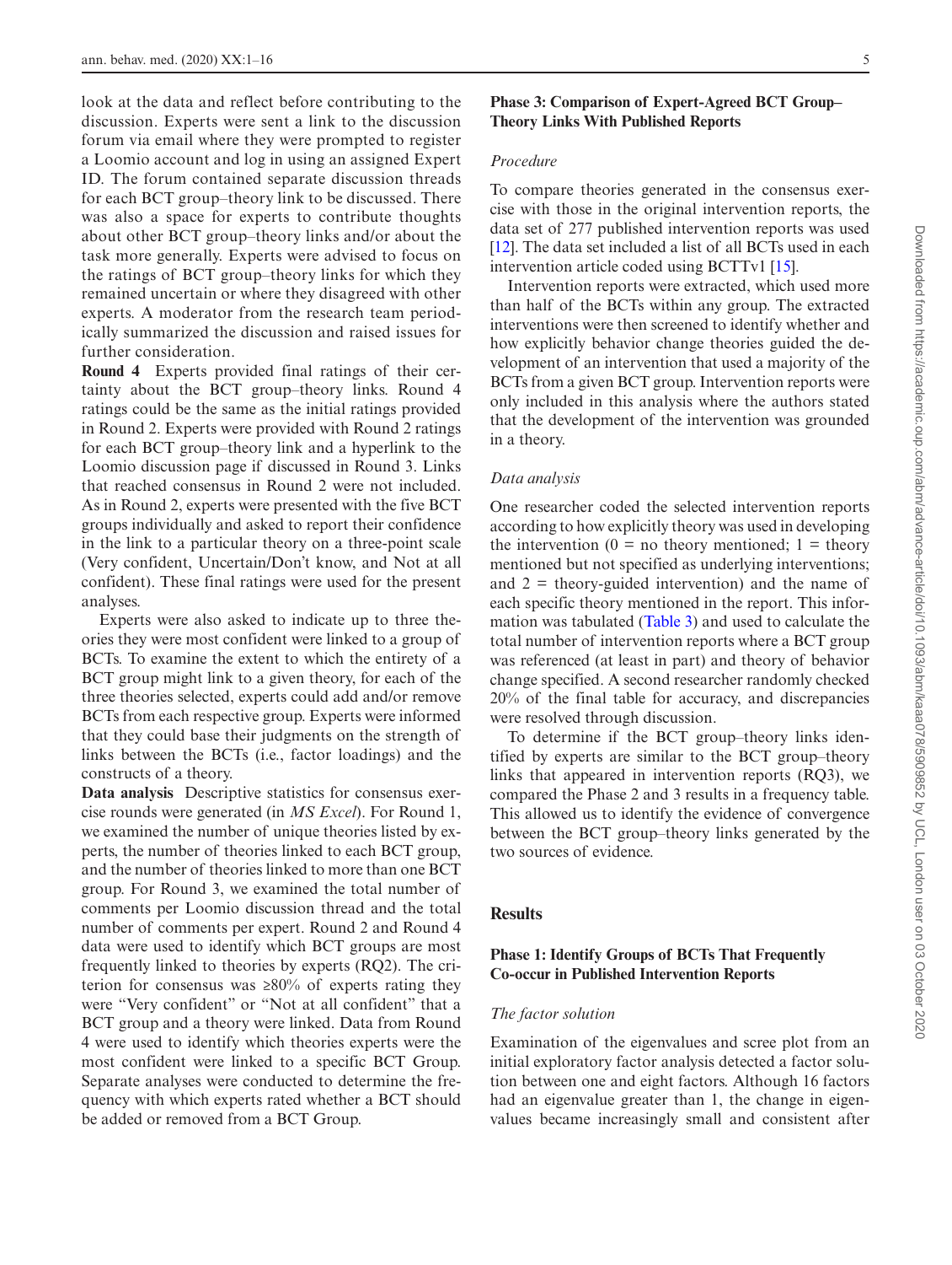look at the data and reflect before contributing to the discussion. Experts were sent a link to the discussion forum via email where they were prompted to register a Loomio account and log in using an assigned Expert ID. The forum contained separate discussion threads for each BCT group–theory link to be discussed. There was also a space for experts to contribute thoughts about other BCT group–theory links and/or about the task more generally. Experts were advised to focus on the ratings of BCT group–theory links for which they remained uncertain or where they disagreed with other experts. A moderator from the research team periodically summarized the discussion and raised issues for further consideration.

**Round 4** Experts provided final ratings of their certainty about the BCT group–theory links. Round 4 ratings could be the same as the initial ratings provided in Round 2. Experts were provided with Round 2 ratings for each BCT group–theory link and a hyperlink to the Loomio discussion page if discussed in Round 3. Links that reached consensus in Round 2 were not included. As in Round 2, experts were presented with the five BCT groups individually and asked to report their confidence in the link to a particular theory on a three-point scale (Very confident, Uncertain/Don't know, and Not at all confident). These final ratings were used for the present analyses.

Experts were also asked to indicate up to three theories they were most confident were linked to a group of BCTs. To examine the extent to which the entirety of a BCT group might link to a given theory, for each of the three theories selected, experts could add and/or remove BCTs from each respective group. Experts were informed that they could base their judgments on the strength of links between the BCTs (i.e., factor loadings) and the constructs of a theory.

**Data analysis** Descriptive statistics for consensus exercise rounds were generated (in *MS Excel*). For Round 1, we examined the number of unique theories listed by experts, the number of theories linked to each BCT group, and the number of theories linked to more than one BCT group. For Round 3, we examined the total number of comments per Loomio discussion thread and the total number of comments per expert. Round 2 and Round 4 data were used to identify which BCT groups are most frequently linked to theories by experts (RQ2). The criterion for consensus was ≥80% of experts rating they were "Very confident" or "Not at all confident" that a BCT group and a theory were linked. Data from Round 4 were used to identify which theories experts were the most confident were linked to a specific BCT Group. Separate analyses were conducted to determine the frequency with which experts rated whether a BCT should be added or removed from a BCT Group.

### Phase 3: Comparison of Expert-Agreed BCT Group–Theory Links With Published Reports

#### *Procedure*

To compare theories generated in the consensus exercise with those in the original intervention reports, the data set of 277 published intervention reports was used [12]. The data set included a list of all BCTs used in each intervention article coded using BCTTv1 [15].

Intervention reports were extracted, which used more than half of the BCTs within any group. The extracted interventions were then screened to identify whether and how explicitly behavior change theories guided the development of an intervention that used a majority of the BCTs from a given BCT group. Intervention reports were only included in this analysis where the authors stated that the development of the intervention was grounded in a theory.

#### *Data analysis*

One researcher coded the selected intervention reports according to how explicitly theory was used in developing the intervention (0 = no theory mentioned; 1 = theory mentioned but not specified as underlying interventions; and 2 = theory-guided intervention) and the name of each specific theory mentioned in the report. This information was tabulated (Table 3) and used to calculate the total number of intervention reports where a BCT group was referenced (at least in part) and theory of behavior change specified. A second researcher randomly checked 20% of the final table for accuracy, and discrepancies were resolved through discussion.

To determine if the BCT group–theory links identified by experts are similar to the BCT group–theory links that appeared in intervention reports (RQ3), we compared the Phase 2 and 3 results in a frequency table. This allowed us to identify the evidence of convergence between the BCT group–theory links generated by the two sources of evidence.

## Results

### Phase 1: Identify Groups of BCTs That Frequently Co-occur in Published Intervention Reports

#### *The factor solution*

Examination of the eigenvalues and scree plot from an initial exploratory factor analysis detected a factor solution between one and eight factors. Although 16 factors had an eigenvalue greater than 1, the change in eigenvalues became increasingly small and consistent after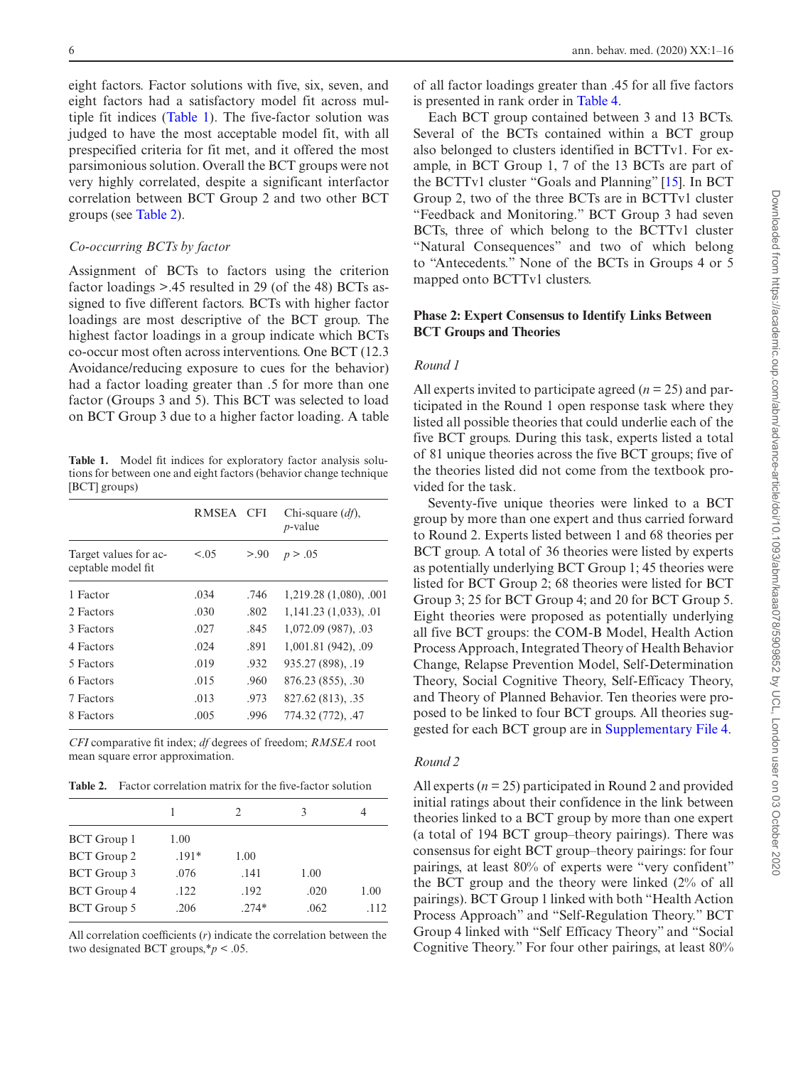eight factors. Factor solutions with five, six, seven, and eight factors had a satisfactory model fit across multiple fit indices (Table 1). The five-factor solution was judged to have the most acceptable model fit, with all prespecified criteria for fit met, and it offered the most parsimonious solution. Overall the BCT groups were not very highly correlated, despite a significant interfactor correlation between BCT Group 2 and two other BCT groups (see Table 2).

*Co-occurring BCTs by factor*

Assignment of BCTs to factors using the criterion factor loadings >.45 resulted in 29 (of the 48) BCTs assigned to five different factors. BCTs with higher factor loadings are most descriptive of the BCT group. The highest factor loadings in a group indicate which BCTs co-occur most often across interventions. One BCT (12.3 Avoidance/reducing exposure to cues for the behavior) had a factor loading greater than .5 for more than one factor (Groups 3 and 5). This BCT was selected to load on BCT Group 3 due to a higher factor loading. A table of all factor loadings greater than .45 for all five factors is presented in rank order in Table 4.

Each BCT group contained between 3 and 13 BCTs. Several of the BCTs contained within a BCT group also belonged to clusters identified in BCTTv1. For example, in BCT Group 1, 7 of the 13 BCTs are part of the BCTTv1 cluster "Goals and Planning" [15]. In BCT Group 2, two of the three BCTs are in BCTTv1 cluster "Feedback and Monitoring." BCT Group 3 had seven BCTs, three of which belong to the BCTTv1 cluster "Natural Consequences" and two of which belong to "Antecedents." None of the BCTs in Groups 4 or 5 mapped onto BCTTv1 clusters.

**Table 1.** Model fit indices for exploratory factor analysis solutions for between one and eight factors (behavior change technique [BCT] groups)

| | RMSEA | CFI | Chi-square (*df*), *p*-value |
|---|---|---|---|
| Target values for acceptable model fit | <.05 | >.90 | $p$ > .05 |
| 1 Factor | .034 | .746 | 1,219.28 (1,080), .001 |
| 2 Factors | .030 | .802 | 1,141.23 (1,033), .01 |
| 3 Factors | .027 | .845 | 1,072.09 (987), .03 |
| 4 Factors | .024 | .891 | 1,001.81 (942), .09 |
| 5 Factors | .019 | .932 | 935.27 (898), .19 |
| 6 Factors | .015 | .960 | 876.23 (855), .30 |
| 7 Factors | .013 | .973 | 827.62 (813), .35 |
| 8 Factors | .005 | .996 | 774.32 (772), .47 |

*CFI* comparative fit index; *df* degrees of freedom; *RMSEA* root mean square error approximation.

**Table 2.** Factor correlation matrix for the five-factor solution

| | 1 | 2 | 3 | 4 |
|---|---|---|---|---|
| BCT Group 1 | 1.00 | | | |
| BCT Group 2 | .191* | 1.00 | | |
| BCT Group 3 | .076 | .141 | 1.00 | |
| BCT Group 4 | .122 | .192 | .020 | 1.00 |
| BCT Group 5 | .206 | .274* | .062 | .112 |

All correlation coefficients ($r$) indicate the correlation between the two designated BCT groups,*$p$ < .05.

## Phase 2: Expert Consensus to Identify Links Between BCT Groups and Theories

*Round 1*

All experts invited to participate agreed ($n$ = 25) and participated in the Round 1 open response task where they listed all possible theories that could underlie each of the five BCT groups. During this task, experts listed a total of 81 unique theories across the five BCT groups; five of the theories listed did not come from the textbook provided for the task.

Seventy-five unique theories were linked to a BCT group by more than one expert and thus carried forward to Round 2. Experts listed between 1 and 68 theories per BCT group. A total of 36 theories were listed by experts as potentially underlying BCT Group 1; 45 theories were listed for BCT Group 2; 68 theories were listed for BCT Group 3; 25 for BCT Group 4; and 20 for BCT Group 5. Eight theories were proposed as potentially underlying all five BCT groups: the COM-B Model, Health Action Process Approach, Integrated Theory of Health Behavior Change, Relapse Prevention Model, Self-Determination Theory, Social Cognitive Theory, Self-Efficacy Theory, and Theory of Planned Behavior. Ten theories were proposed to be linked to four BCT groups. All theories suggested for each BCT group are in Supplementary File 4.

*Round 2*

All experts ($n$ = 25) participated in Round 2 and provided initial ratings about their confidence in the link between theories linked to a BCT group by more than one expert (a total of 194 BCT group–theory pairings). There was consensus for eight BCT group–theory pairings: for four pairings, at least 80% of experts were "very confident" the BCT group and the theory were linked (2% of all pairings). BCT Group 1 linked with both "Health Action Process Approach" and "Self-Regulation Theory." BCT Group 4 linked with "Self Efficacy Theory" and "Social Cognitive Theory." For four other pairings, at least 80%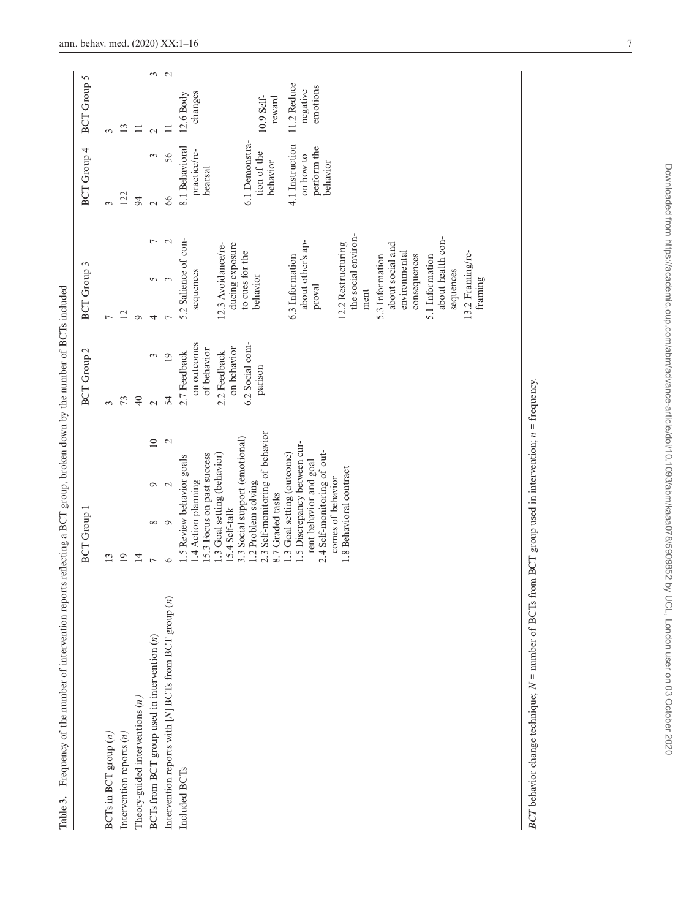**Table 3.** Frequency of the number of intervention reports reflecting a BCT group, broken down by the number of BCTs included

| | BCT Group 1 | BCT Group 2 | BCT Group 3 | BCT Group 4 | BCT Group 5 |
|---|---|---|---|---|---|
| BCTs in BCT group (*n*) | 13 | 3 | 7 | 3 | 3 |
| Intervention reports (*n*) | 19 | 73 | 12 | 122 | 13 |
| Theory-guided interventions (*n*) | 14 | 40 | 9 | 94 | 11 |
| BCTs from BCT group used in intervention (*n*) | 7 8 9 10 | 2 3 | 4 5 7 | 2 3 | 2 3 |
| Intervention reports with [*N*] BCTs from BCT group (*n*) | 6 9 2 2 | 54 19 | 7 3 2 | 66 56 | 11 2 |
| Included BCTs | 1.5 Review behavior goals<br>1.4 Action planning<br>15.3 Focus on past success<br>1.3 Goal setting (behavior)<br>15.4 Self-talk<br>3.3 Social support (emotional)<br>1.2 Problem solving<br>2.3 Self-monitoring of behavior<br>8.7 Graded tasks<br>1.3 Goal setting (outcome)<br>1.5 Discrepancy between current behavior and goal<br>2.4 Self-monitoring of outcomes of behavior<br>1.8 Behavioral contract | 2.7 Feedback on outcomes of behavior<br>2.2 Feedback on behavior<br>6.2 Social comparison | 5.2 Salience of consequences<br>12.3 Avoidance/reducing exposure to cues for the behavior<br>6.3 Information about other's approval<br>12.2 Restructuring the social environment<br>5.3 Information about social and environmental consequences<br>5.1 Information about health consequences<br>13.2 Framing/reframing | 8.1 Behavioral practice/rehearsal<br>6.1 Demonstration of the behavior<br>4.1 Instruction on how to perform the behavior | 12.6 Body changes<br>10.9 Self-reward<br>11.2 Reduce negative emotions |

*BCT* behavior change technique; *N* = number of BCTs from BCT group used in intervention; *n* = frequency.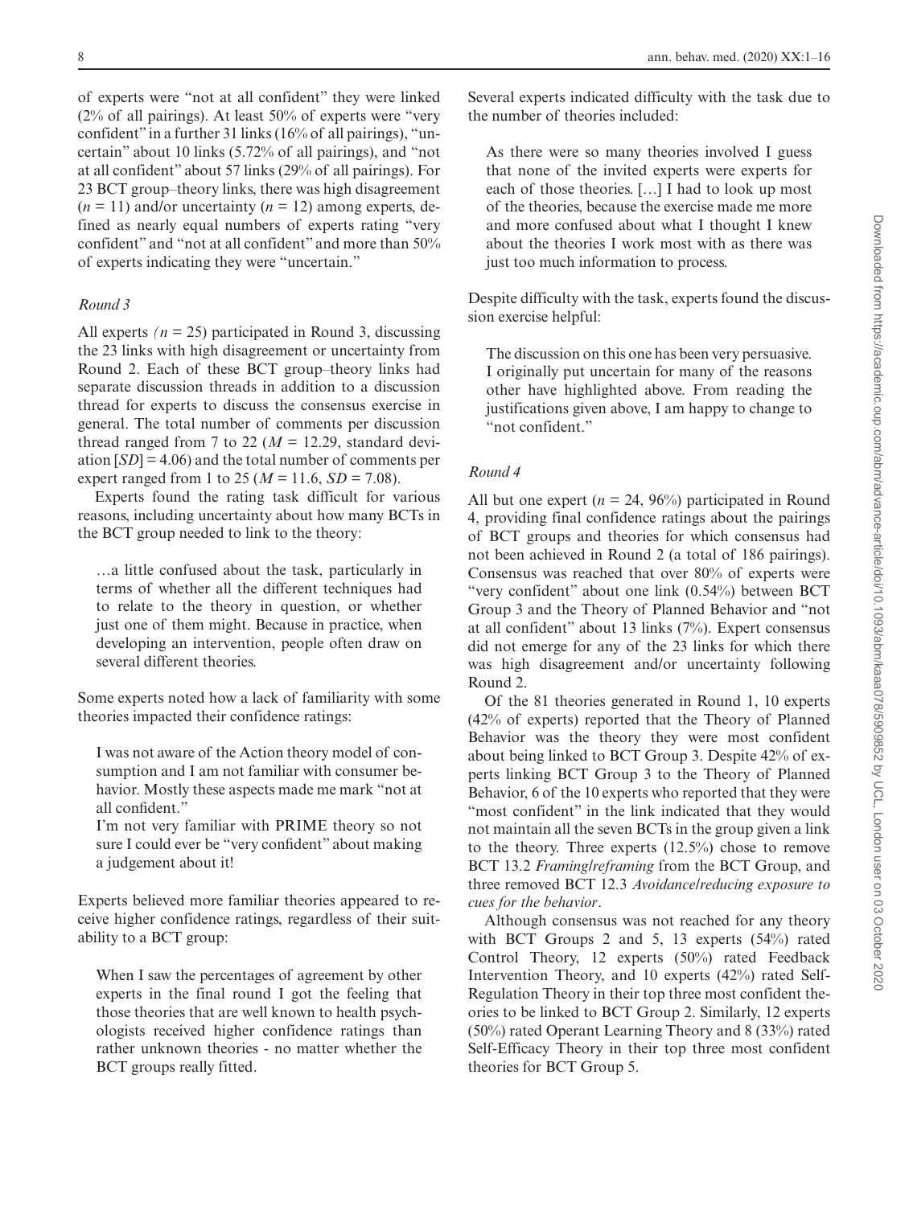of experts were "not at all confident" they were linked (2% of all pairings). At least 50% of experts were "very confident" in a further 31 links (16% of all pairings), "uncertain" about 10 links (5.72% of all pairings), and "not at all confident" about 57 links (29% of all pairings). For 23 BCT group–theory links, there was high disagreement ($n = 11$) and/or uncertainty ($n = 12$) among experts, defined as nearly equal numbers of experts rating "very confident" and "not at all confident" and more than 50% of experts indicating they were "uncertain."

### *Round 3*

All experts ($n = 25$) participated in Round 3, discussing the 23 links with high disagreement or uncertainty from Round 2. Each of these BCT group–theory links had separate discussion threads in addition to a discussion thread for experts to discuss the consensus exercise in general. The total number of comments per discussion thread ranged from 7 to 22 ($M = 12.29$, standard deviation [$SD$] = 4.06) and the total number of comments per expert ranged from 1 to 25 ($M = 11.6$, $SD = 7.08$).

Experts found the rating task difficult for various reasons, including uncertainty about how many BCTs in the BCT group needed to link to the theory:

> …a little confused about the task, particularly in terms of whether all the different techniques had to relate to the theory in question, or whether just one of them might. Because in practice, when developing an intervention, people often draw on several different theories.

Some experts noted how a lack of familiarity with some theories impacted their confidence ratings:

> I was not aware of the Action theory model of consumption and I am not familiar with consumer behavior. Mostly these aspects made me mark "not at all confident."
>
> I'm not very familiar with PRIME theory so not sure I could ever be "very confident" about making a judgement about it!

Experts believed more familiar theories appeared to receive higher confidence ratings, regardless of their suitability to a BCT group:

> When I saw the percentages of agreement by other experts in the final round I got the feeling that those theories that are well known to health psychologists received higher confidence ratings than rather unknown theories - no matter whether the BCT groups really fitted.

Several experts indicated difficulty with the task due to the number of theories included:

> As there were so many theories involved I guess that none of the invited experts were experts for each of those theories. […] I had to look up most of the theories, because the exercise made me more and more confused about what I thought I knew about the theories I work most with as there was just too much information to process.

Despite difficulty with the task, experts found the discussion exercise helpful:

> The discussion on this one has been very persuasive. I originally put uncertain for many of the reasons other have highlighted above. From reading the justifications given above, I am happy to change to "not confident."

### *Round 4*

All but one expert ($n = 24$, 96%) participated in Round 4, providing final confidence ratings about the pairings of BCT groups and theories for which consensus had not been achieved in Round 2 (a total of 186 pairings). Consensus was reached that over 80% of experts were "very confident" about one link (0.54%) between BCT Group 3 and the Theory of Planned Behavior and "not at all confident" about 13 links (7%). Expert consensus did not emerge for any of the 23 links for which there was high disagreement and/or uncertainty following Round 2.

Of the 81 theories generated in Round 1, 10 experts (42% of experts) reported that the Theory of Planned Behavior was the theory they were most confident about being linked to BCT Group 3. Despite 42% of experts linking BCT Group 3 to the Theory of Planned Behavior, 6 of the 10 experts who reported that they were "most confident" in the link indicated that they would not maintain all the seven BCTs in the group given a link to the theory. Three experts (12.5%) chose to remove BCT 13.2 *Framing/reframing* from the BCT Group, and three removed BCT 12.3 *Avoidance/reducing exposure to cues for the behavior*.

Although consensus was not reached for any theory with BCT Groups 2 and 5, 13 experts (54%) rated Control Theory, 12 experts (50%) rated Feedback Intervention Theory, and 10 experts (42%) rated Self-Regulation Theory in their top three most confident theories to be linked to BCT Group 2. Similarly, 12 experts (50%) rated Operant Learning Theory and 8 (33%) rated Self-Efficacy Theory in their top three most confident theories for BCT Group 5.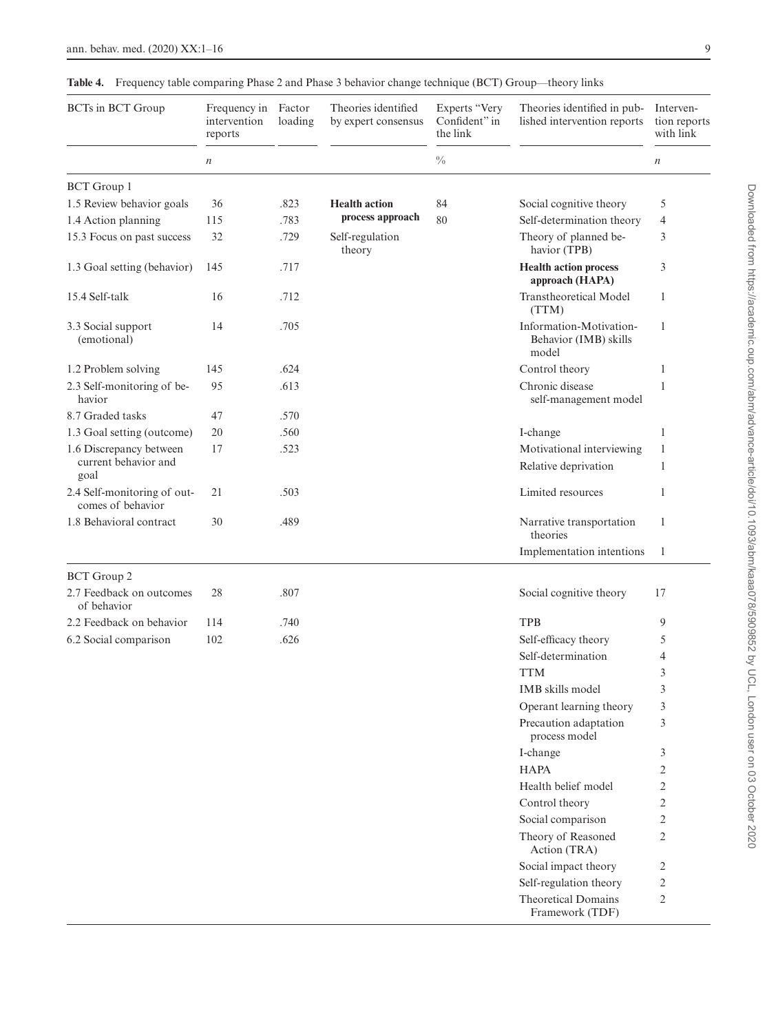**Table 4.** Frequency table comparing Phase 2 and Phase 3 behavior change technique (BCT) Group—theory links

| BCTs in BCT Group | Frequency in intervention reports | Factor loading | Theories identified by expert consensus | Experts "Very Confident" in the link | Theories identified in published intervention reports | Intervention reports with link |
|---|---|---|---|---|---|---|
| | *n* | | | % | | *n* |
| BCT Group 1 | | | | | | |
| 1.5 Review behavior goals | 36 | .823 | **Health action process approach** | 84 | Social cognitive theory | 5 |
| 1.4 Action planning | 115 | .783 | | 80 | Self-determination theory | 4 |
| 15.3 Focus on past success | 32 | .729 | Self-regulation theory | | Theory of planned behavior (TPB) | 3 |
| 1.3 Goal setting (behavior) | 145 | .717 | | | **Health action process approach (HAPA)** | 3 |
| 15.4 Self-talk | 16 | .712 | | | Transtheoretical Model (TTM) | 1 |
| 3.3 Social support (emotional) | 14 | .705 | | | Information-Motivation-Behavior (IMB) skills model | 1 |
| 1.2 Problem solving | 145 | .624 | | | Control theory | 1 |
| 2.3 Self-monitoring of behavior | 95 | .613 | | | Chronic disease self-management model | 1 |
| 8.7 Graded tasks | 47 | .570 | | | | |
| 1.3 Goal setting (outcome) | 20 | .560 | | | I-change | 1 |
| 1.6 Discrepancy between current behavior and goal | 17 | .523 | | | Motivational interviewing | 1 |
| | | | | | Relative deprivation | 1 |
| 2.4 Self-monitoring of outcomes of behavior | 21 | .503 | | | Limited resources | 1 |
| 1.8 Behavioral contract | 30 | .489 | | | Narrative transportation theories | 1 |
| | | | | | Implementation intentions | 1 |
| BCT Group 2 | | | | | | |
| 2.7 Feedback on outcomes of behavior | 28 | .807 | | | Social cognitive theory | 17 |
| 2.2 Feedback on behavior | 114 | .740 | | | TPB | 9 |
| 6.2 Social comparison | 102 | .626 | | | Self-efficacy theory | 5 |
| | | | | | Self-determination | 4 |
| | | | | | TTM | 3 |
| | | | | | IMB skills model | 3 |
| | | | | | Operant learning theory | 3 |
| | | | | | Precaution adaptation process model | 3 |
| | | | | | I-change | 3 |
| | | | | | HAPA | 2 |
| | | | | | Health belief model | 2 |
| | | | | | Control theory | 2 |
| | | | | | Social comparison | 2 |
| | | | | | Theory of Reasoned Action (TRA) | 2 |
| | | | | | Social impact theory | 2 |
| | | | | | Self-regulation theory | 2 |
| | | | | | Theoretical Domains Framework (TDF) | 2 |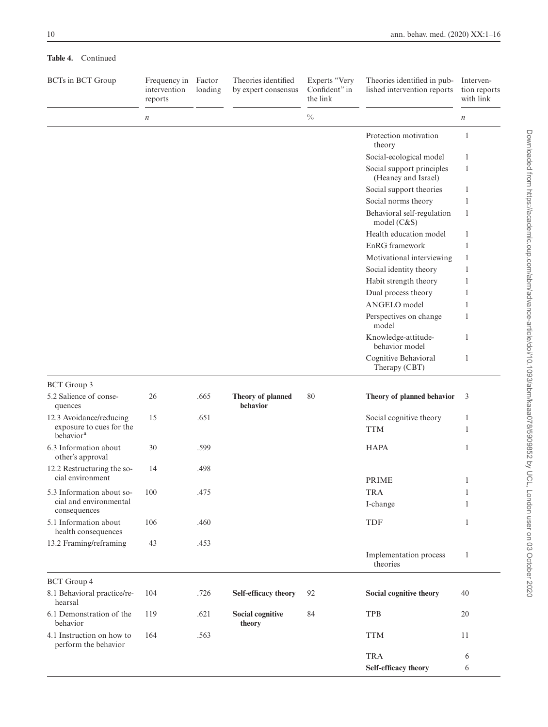**Table 4.** Continued

| BCTs in BCT Group | Frequency in intervention reports | Factor loading | Theories identified by expert consensus | Experts "Very Confident" in the link | Theories identified in published intervention reports | Intervention reports with link |
|---|---|---|---|---|---|---|
| | *n* | | | % | | *n* |
| | | | | | Protection motivation theory | 1 |
| | | | | | Social-ecological model | 1 |
| | | | | | Social support principles (Heaney and Israel) | 1 |
| | | | | | Social support theories | 1 |
| | | | | | Social norms theory | 1 |
| | | | | | Behavioral self-regulation model (C&S) | 1 |
| | | | | | Health education model | 1 |
| | | | | | EnRG framework | 1 |
| | | | | | Motivational interviewing | 1 |
| | | | | | Social identity theory | 1 |
| | | | | | Habit strength theory | 1 |
| | | | | | Dual process theory | 1 |
| | | | | | ANGELO model | 1 |
| | | | | | Perspectives on change model | 1 |
| | | | | | Knowledge-attitude-behavior model | 1 |
| | | | | | Cognitive Behavioral Therapy (CBT) | 1 |
| BCT Group 3 | | | | | | |
| 5.2 Salience of consequences | 26 | .665 | **Theory of planned behavior** | 80 | **Theory of planned behavior** | 3 |
| 12.3 Avoidance/reducing exposure to cues for the behavior[a] | 15 | .651 | | | Social cognitive theory | 1 |
| | | | | | TTM | 1 |
| 6.3 Information about other's approval | 30 | .599 | | | HAPA | 1 |
| 12.2 Restructuring the social environment | 14 | .498 | | | | |
| | | | | | PRIME | 1 |
| 5.3 Information about social and environmental consequences | 100 | .475 | | | TRA | 1 |
| | | | | | I-change | 1 |
| 5.1 Information about health consequences | 106 | .460 | | | TDF | 1 |
| 13.2 Framing/reframing | 43 | .453 | | | | |
| | | | | | Implementation process theories | 1 |
| BCT Group 4 | | | | | | |
| 8.1 Behavioral practice/rehearsal | 104 | .726 | **Self-efficacy theory** | 92 | **Social cognitive theory** | 40 |
| 6.1 Demonstration of the behavior | 119 | .621 | **Social cognitive theory** | 84 | TPB | 20 |
| 4.1 Instruction on how to perform the behavior | 164 | .563 | | | TTM | 11 |
| | | | | | TRA | 6 |
| | | | | | **Self-efficacy theory** | 6 |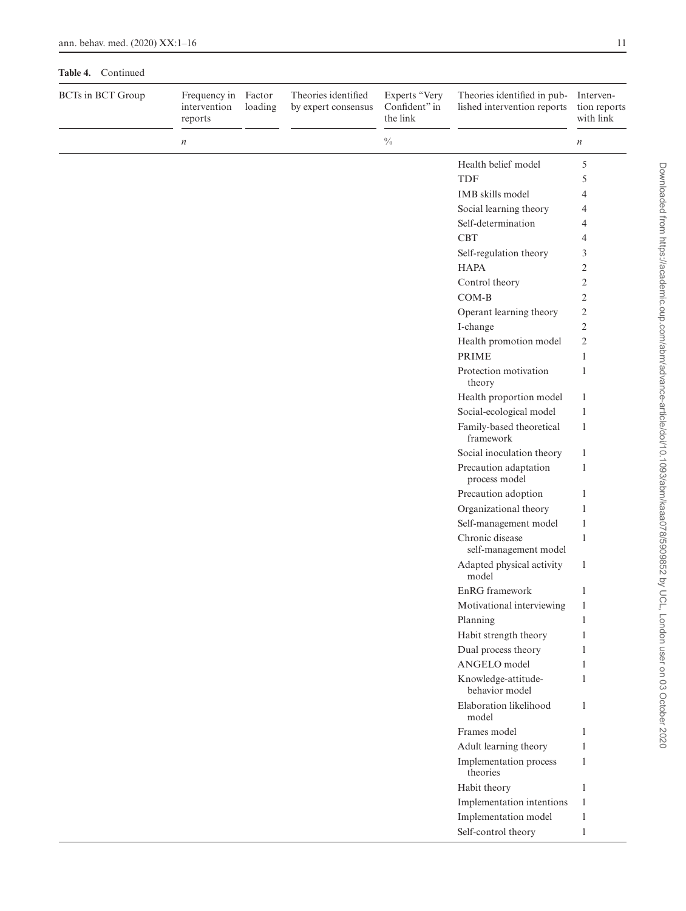**Table 4.** Continued

| BCTs in BCT Group | Frequency in intervention reports | Factor loading | Theories identified by expert consensus | Experts "Very Confident" in the link | Theories identified in published intervention reports | Intervention reports with link |
|---|---|---|---|---|---|---|
| | *n* | | | % | | *n* |
| | | | | | Health belief model | 5 |
| | | | | | TDF | 5 |
| | | | | | IMB skills model | 4 |
| | | | | | Social learning theory | 4 |
| | | | | | Self-determination | 4 |
| | | | | | CBT | 4 |
| | | | | | Self-regulation theory | 3 |
| | | | | | HAPA | 2 |
| | | | | | Control theory | 2 |
| | | | | | COM-B | 2 |
| | | | | | Operant learning theory | 2 |
| | | | | | I-change | 2 |
| | | | | | Health promotion model | 2 |
| | | | | | PRIME | 1 |
| | | | | | Protection motivation theory | 1 |
| | | | | | Health proportion model | 1 |
| | | | | | Social-ecological model | 1 |
| | | | | | Family-based theoretical framework | 1 |
| | | | | | Social inoculation theory | 1 |
| | | | | | Precaution adaptation process model | 1 |
| | | | | | Precaution adoption | 1 |
| | | | | | Organizational theory | 1 |
| | | | | | Self-management model | 1 |
| | | | | | Chronic disease self-management model | 1 |
| | | | | | Adapted physical activity model | 1 |
| | | | | | EnRG framework | 1 |
| | | | | | Motivational interviewing | 1 |
| | | | | | Planning | 1 |
| | | | | | Habit strength theory | 1 |
| | | | | | Dual process theory | 1 |
| | | | | | ANGELO model | 1 |
| | | | | | Knowledge-attitude-behavior model | 1 |
| | | | | | Elaboration likelihood model | 1 |
| | | | | | Frames model | 1 |
| | | | | | Adult learning theory | 1 |
| | | | | | Implementation process theories | 1 |
| | | | | | Habit theory | 1 |
| | | | | | Implementation intentions | 1 |
| | | | | | Implementation model | 1 |
| | | | | | Self-control theory | 1 |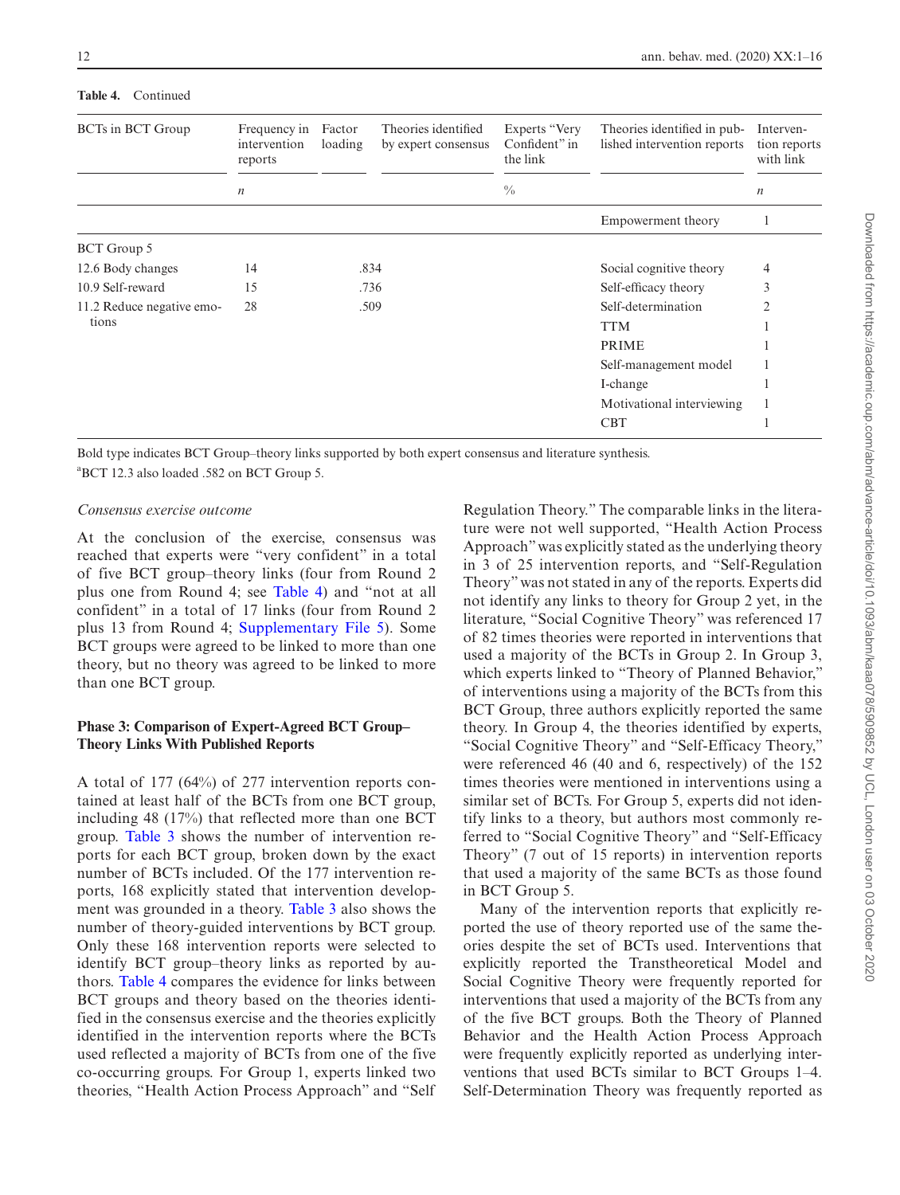**Table 4.** Continued

| BCTs in BCT Group | Frequency in intervention reports | Factor loading | Theories identified by expert consensus | Experts "Very Confident" in the link | Theories identified in published intervention reports | Intervention reports with link |
|---|---|---|---|---|---|---|
| | *n* | | | % | | *n* |
| | | | | | Empowerment theory | 1 |
| BCT Group 5 | | | | | | |
| 12.6 Body changes | 14 | .834 | | | Social cognitive theory | 4 |
| 10.9 Self-reward | 15 | .736 | | | Self-efficacy theory | 3 |
| 11.2 Reduce negative emotions | 28 | .509 | | | Self-determination | 2 |
| | | | | | TTM | 1 |
| | | | | | PRIME | 1 |
| | | | | | Self-management model | 1 |
| | | | | | I-change | 1 |
| | | | | | Motivational interviewing | 1 |
| | | | | | CBT | 1 |

Bold type indicates BCT Group–theory links supported by both expert consensus and literature synthesis.
[a]BCT 12.3 also loaded .582 on BCT Group 5.

*Consensus exercise outcome*

At the conclusion of the exercise, consensus was reached that experts were "very confident" in a total of five BCT group–theory links (four from Round 2 plus one from Round 4; see Table 4) and "not at all confident" in a total of 17 links (four from Round 2 plus 13 from Round 4; Supplementary File 5). Some BCT groups were agreed to be linked to more than one theory, but no theory was agreed to be linked to more than one BCT group.

### Phase 3: Comparison of Expert-Agreed BCT Group–Theory Links With Published Reports

A total of 177 (64%) of 277 intervention reports contained at least half of the BCTs from one BCT group, including 48 (17%) that reflected more than one BCT group. Table 3 shows the number of intervention reports for each BCT group, broken down by the exact number of BCTs included. Of the 177 intervention reports, 168 explicitly stated that intervention development was grounded in a theory. Table 3 also shows the number of theory-guided interventions by BCT group. Only these 168 intervention reports were selected to identify BCT group–theory links as reported by authors. Table 4 compares the evidence for links between BCT groups and theory based on the theories identified in the consensus exercise and the theories explicitly identified in the intervention reports where the BCTs used reflected a majority of BCTs from one of the five co-occurring groups. For Group 1, experts linked two theories, "Health Action Process Approach" and "Self Regulation Theory." The comparable links in the literature were not well supported, "Health Action Process Approach" was explicitly stated as the underlying theory in 3 of 25 intervention reports, and "Self-Regulation Theory" was not stated in any of the reports. Experts did not identify any links to theory for Group 2 yet, in the literature, "Social Cognitive Theory" was referenced 17 of 82 times theories were reported in interventions that used a majority of the BCTs in Group 2. In Group 3, which experts linked to "Theory of Planned Behavior," of interventions using a majority of the BCTs from this BCT Group, three authors explicitly reported the same theory. In Group 4, the theories identified by experts, "Social Cognitive Theory" and "Self-Efficacy Theory," were referenced 46 (40 and 6, respectively) of the 152 times theories were mentioned in interventions using a similar set of BCTs. For Group 5, experts did not identify links to a theory, but authors most commonly referred to "Social Cognitive Theory" and "Self-Efficacy Theory" (7 out of 15 reports) in intervention reports that used a majority of the same BCTs as those found in BCT Group 5.

Many of the intervention reports that explicitly reported the use of theory reported use of the same theories despite the set of BCTs used. Interventions that explicitly reported the Transtheoretical Model and Social Cognitive Theory were frequently reported for interventions that used a majority of the BCTs from any of the five BCT groups. Both the Theory of Planned Behavior and the Health Action Process Approach were frequently explicitly reported as underlying interventions that used BCTs similar to BCT Groups 1–4. Self-Determination Theory was frequently reported as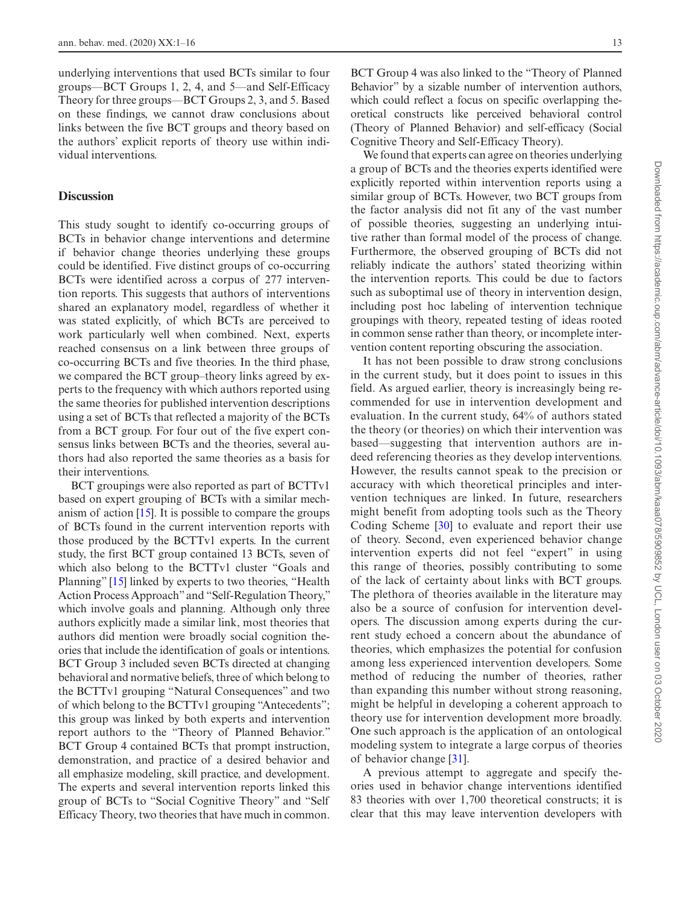underlying interventions that used BCTs similar to four groups—BCT Groups 1, 2, 4, and 5—and Self-Efficacy Theory for three groups—BCT Groups 2, 3, and 5. Based on these findings, we cannot draw conclusions about links between the five BCT groups and theory based on the authors' explicit reports of theory use within individual interventions.

## Discussion

This study sought to identify co-occurring groups of BCTs in behavior change interventions and determine if behavior change theories underlying these groups could be identified. Five distinct groups of co-occurring BCTs were identified across a corpus of 277 intervention reports. This suggests that authors of interventions shared an explanatory model, regardless of whether it was stated explicitly, of which BCTs are perceived to work particularly well when combined. Next, experts reached consensus on a link between three groups of co-occurring BCTs and five theories. In the third phase, we compared the BCT group–theory links agreed by experts to the frequency with which authors reported using the same theories for published intervention descriptions using a set of BCTs that reflected a majority of the BCTs from a BCT group. For four out of the five expert consensus links between BCTs and the theories, several authors had also reported the same theories as a basis for their interventions.

BCT groupings were also reported as part of BCTTv1 based on expert grouping of BCTs with a similar mechanism of action [15]. It is possible to compare the groups of BCTs found in the current intervention reports with those produced by the BCTTv1 experts. In the current study, the first BCT group contained 13 BCTs, seven of which also belong to the BCTTv1 cluster "Goals and Planning" [15] linked by experts to two theories, "Health Action Process Approach" and "Self-Regulation Theory," which involve goals and planning. Although only three authors explicitly made a similar link, most theories that authors did mention were broadly social cognition theories that include the identification of goals or intentions. BCT Group 3 included seven BCTs directed at changing behavioral and normative beliefs, three of which belong to the BCTTv1 grouping "Natural Consequences" and two of which belong to the BCTTv1 grouping "Antecedents"; this group was linked by both experts and intervention report authors to the "Theory of Planned Behavior." BCT Group 4 contained BCTs that prompt instruction, demonstration, and practice of a desired behavior and all emphasize modeling, skill practice, and development. The experts and several intervention reports linked this group of BCTs to "Social Cognitive Theory" and "Self Efficacy Theory, two theories that have much in common. BCT Group 4 was also linked to the "Theory of Planned Behavior" by a sizable number of intervention authors, which could reflect a focus on specific overlapping theoretical constructs like perceived behavioral control (Theory of Planned Behavior) and self-efficacy (Social Cognitive Theory and Self-Efficacy Theory).

We found that experts can agree on theories underlying a group of BCTs and the theories experts identified were explicitly reported within intervention reports using a similar group of BCTs. However, two BCT groups from the factor analysis did not fit any of the vast number of possible theories, suggesting an underlying intuitive rather than formal model of the process of change. Furthermore, the observed grouping of BCTs did not reliably indicate the authors' stated theorizing within the intervention reports. This could be due to factors such as suboptimal use of theory in intervention design, including post hoc labeling of intervention technique groupings with theory, repeated testing of ideas rooted in common sense rather than theory, or incomplete intervention content reporting obscuring the association.

It has not been possible to draw strong conclusions in the current study, but it does point to issues in this field. As argued earlier, theory is increasingly being recommended for use in intervention development and evaluation. In the current study, 64% of authors stated the theory (or theories) on which their intervention was based—suggesting that intervention authors are indeed referencing theories as they develop interventions. However, the results cannot speak to the precision or accuracy with which theoretical principles and intervention techniques are linked. In future, researchers might benefit from adopting tools such as the Theory Coding Scheme [30] to evaluate and report their use of theory. Second, even experienced behavior change intervention experts did not feel "expert" in using this range of theories, possibly contributing to some of the lack of certainty about links with BCT groups. The plethora of theories available in the literature may also be a source of confusion for intervention developers. The discussion among experts during the current study echoed a concern about the abundance of theories, which emphasizes the potential for confusion among less experienced intervention developers. Some method of reducing the number of theories, rather than expanding this number without strong reasoning, might be helpful in developing a coherent approach to theory use for intervention development more broadly. One such approach is the application of an ontological modeling system to integrate a large corpus of theories of behavior change [31].

A previous attempt to aggregate and specify theories used in behavior change interventions identified 83 theories with over 1,700 theoretical constructs; it is clear that this may leave intervention developers with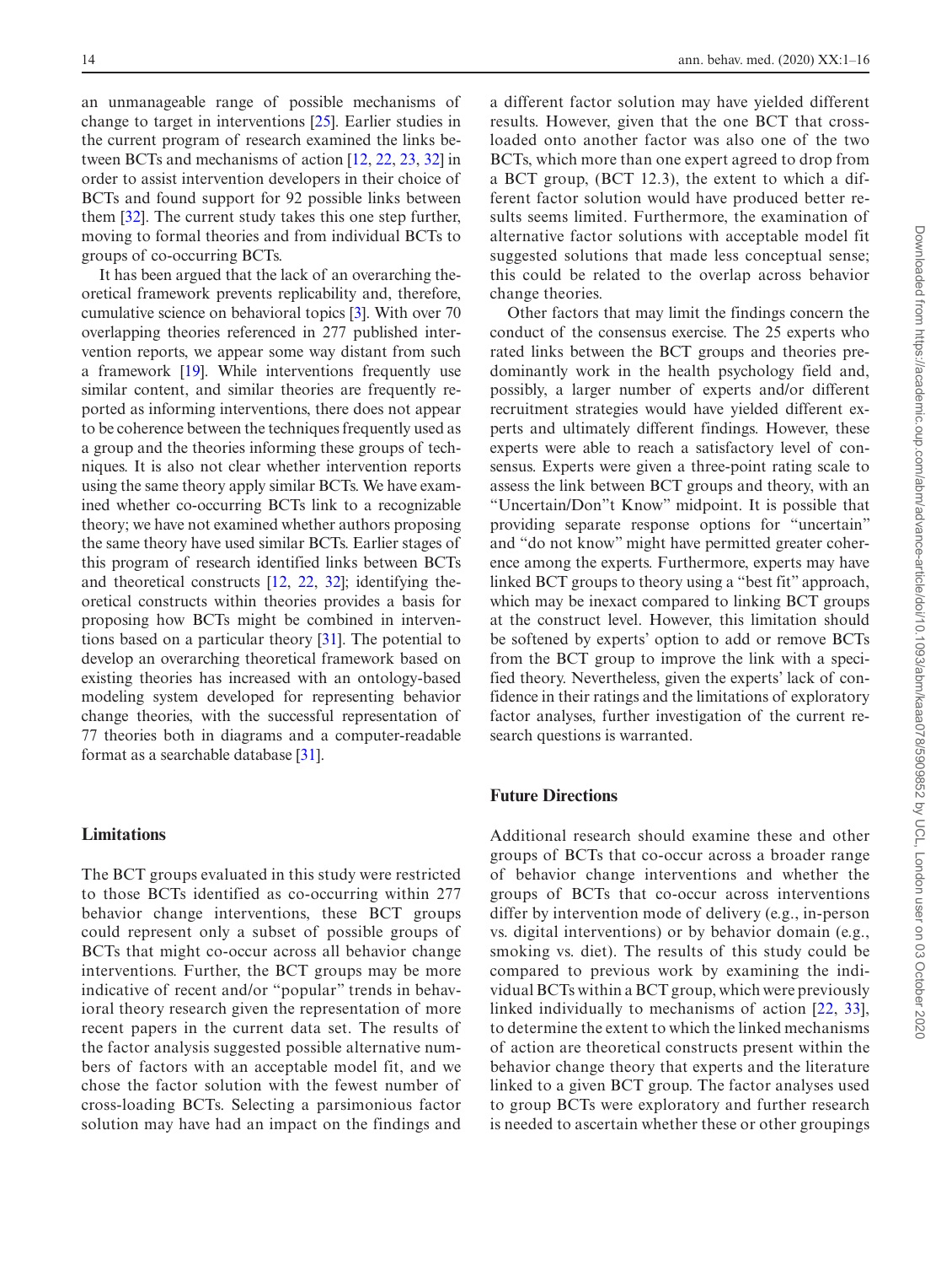an unmanageable range of possible mechanisms of change to target in interventions [25]. Earlier studies in the current program of research examined the links between BCTs and mechanisms of action [12, 22, 23, 32] in order to assist intervention developers in their choice of BCTs and found support for 92 possible links between them [32]. The current study takes this one step further, moving to formal theories and from individual BCTs to groups of co-occurring BCTs.

It has been argued that the lack of an overarching theoretical framework prevents replicability and, therefore, cumulative science on behavioral topics [3]. With over 70 overlapping theories referenced in 277 published intervention reports, we appear some way distant from such a framework [19]. While interventions frequently use similar content, and similar theories are frequently reported as informing interventions, there does not appear to be coherence between the techniques frequently used as a group and the theories informing these groups of techniques. It is also not clear whether intervention reports using the same theory apply similar BCTs. We have examined whether co-occurring BCTs link to a recognizable theory; we have not examined whether authors proposing the same theory have used similar BCTs. Earlier stages of this program of research identified links between BCTs and theoretical constructs [12, 22, 32]; identifying theoretical constructs within theories provides a basis for proposing how BCTs might be combined in interventions based on a particular theory [31]. The potential to develop an overarching theoretical framework based on existing theories has increased with an ontology-based modeling system developed for representing behavior change theories, with the successful representation of 77 theories both in diagrams and a computer-readable format as a searchable database [31].

## Limitations

The BCT groups evaluated in this study were restricted to those BCTs identified as co-occurring within 277 behavior change interventions, these BCT groups could represent only a subset of possible groups of BCTs that might co-occur across all behavior change interventions. Further, the BCT groups may be more indicative of recent and/or "popular" trends in behavioral theory research given the representation of more recent papers in the current data set. The results of the factor analysis suggested possible alternative numbers of factors with an acceptable model fit, and we chose the factor solution with the fewest number of cross-loading BCTs. Selecting a parsimonious factor solution may have had an impact on the findings and a different factor solution may have yielded different results. However, given that the one BCT that cross-loaded onto another factor was also one of the two BCTs, which more than one expert agreed to drop from a BCT group, (BCT 12.3), the extent to which a different factor solution would have produced better results seems limited. Furthermore, the examination of alternative factor solutions with acceptable model fit suggested solutions that made less conceptual sense; this could be related to the overlap across behavior change theories.

Other factors that may limit the findings concern the conduct of the consensus exercise. The 25 experts who rated links between the BCT groups and theories predominantly work in the health psychology field and, possibly, a larger number of experts and/or different recruitment strategies would have yielded different experts and ultimately different findings. However, these experts were able to reach a satisfactory level of consensus. Experts were given a three-point rating scale to assess the link between BCT groups and theory, with an "Uncertain/Don"t Know" midpoint. It is possible that providing separate response options for "uncertain" and "do not know" might have permitted greater coherence among the experts. Furthermore, experts may have linked BCT groups to theory using a "best fit" approach, which may be inexact compared to linking BCT groups at the construct level. However, this limitation should be softened by experts' option to add or remove BCTs from the BCT group to improve the link with a specified theory. Nevertheless, given the experts' lack of confidence in their ratings and the limitations of exploratory factor analyses, further investigation of the current research questions is warranted.

## Future Directions

Additional research should examine these and other groups of BCTs that co-occur across a broader range of behavior change interventions and whether the groups of BCTs that co-occur across interventions differ by intervention mode of delivery (e.g., in-person vs. digital interventions) or by behavior domain (e.g., smoking vs. diet). The results of this study could be compared to previous work by examining the individual BCTs within a BCT group, which were previously linked individually to mechanisms of action [22, 33], to determine the extent to which the linked mechanisms of action are theoretical constructs present within the behavior change theory that experts and the literature linked to a given BCT group. The factor analyses used to group BCTs were exploratory and further research is needed to ascertain whether these or other groupings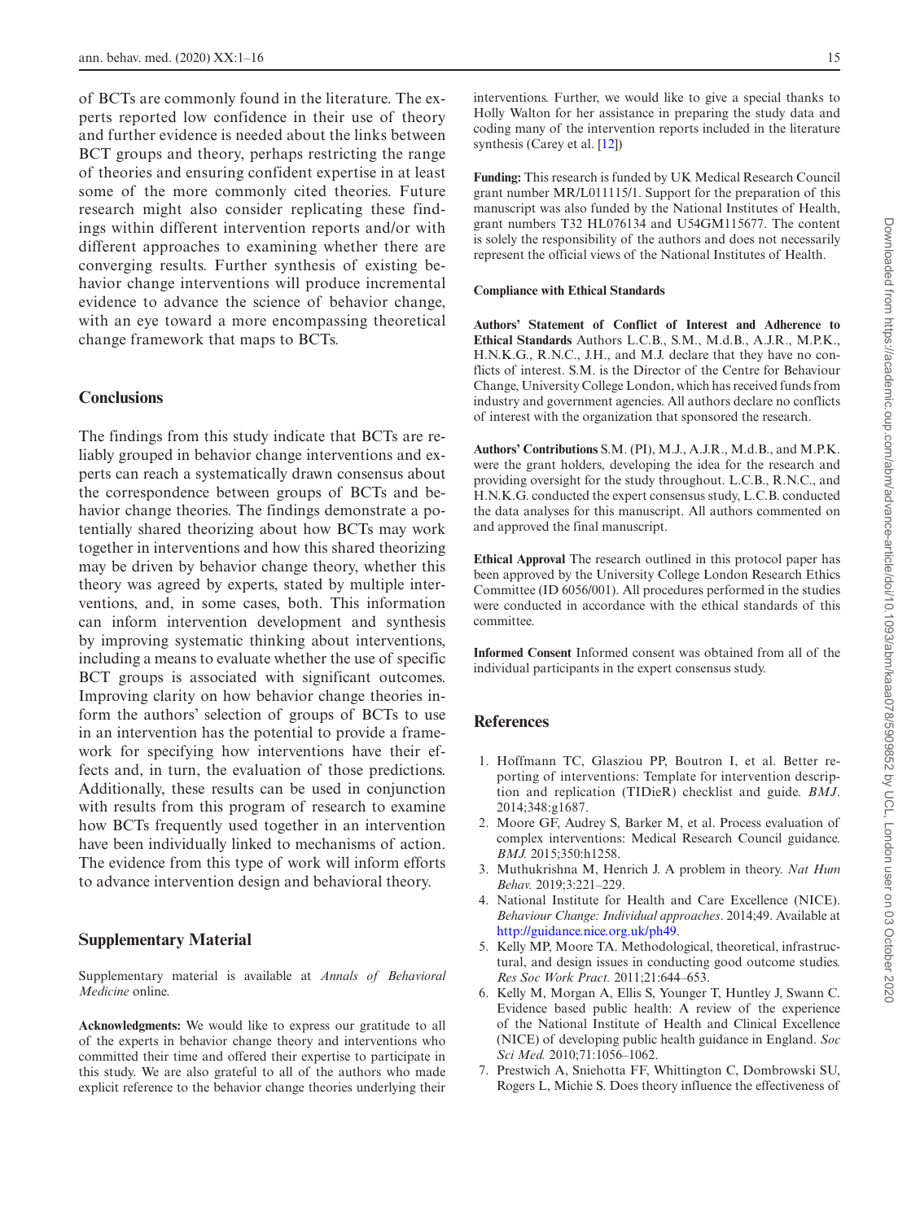of BCTs are commonly found in the literature. The experts reported low confidence in their use of theory and further evidence is needed about the links between BCT groups and theory, perhaps restricting the range of theories and ensuring confident expertise in at least some of the more commonly cited theories. Future research might also consider replicating these findings within different intervention reports and/or with different approaches to examining whether there are converging results. Further synthesis of existing behavior change interventions will produce incremental evidence to advance the science of behavior change, with an eye toward a more encompassing theoretical change framework that maps to BCTs.

## Conclusions

The findings from this study indicate that BCTs are reliably grouped in behavior change interventions and experts can reach a systematically drawn consensus about the correspondence between groups of BCTs and behavior change theories. The findings demonstrate a potentially shared theorizing about how BCTs may work together in interventions and how this shared theorizing may be driven by behavior change theory, whether this theory was agreed by experts, stated by multiple interventions, and, in some cases, both. This information can inform intervention development and synthesis by improving systematic thinking about interventions, including a means to evaluate whether the use of specific BCT groups is associated with significant outcomes. Improving clarity on how behavior change theories inform the authors' selection of groups of BCTs to use in an intervention has the potential to provide a framework for specifying how interventions have their effects and, in turn, the evaluation of those predictions. Additionally, these results can be used in conjunction with results from this program of research to examine how BCTs frequently used together in an intervention have been individually linked to mechanisms of action. The evidence from this type of work will inform efforts to advance intervention design and behavioral theory.

## Supplementary Material

Supplementary material is available at *Annals of Behavioral Medicine* online.

**Acknowledgments:** We would like to express our gratitude to all of the experts in behavior change theory and interventions who committed their time and offered their expertise to participate in this study. We are also grateful to all of the authors who made explicit reference to the behavior change theories underlying their interventions. Further, we would like to give a special thanks to Holly Walton for her assistance in preparing the study data and coding many of the intervention reports included in the literature synthesis (Carey et al. [12])

**Funding:** This research is funded by UK Medical Research Council grant number MR/L011115/1. Support for the preparation of this manuscript was also funded by the National Institutes of Health, grant numbers T32 HL076134 and U54GM115677. The content is solely the responsibility of the authors and does not necessarily represent the official views of the National Institutes of Health.

### Compliance with Ethical Standards

**Authors' Statement of Conflict of Interest and Adherence to Ethical Standards** Authors L.C.B., S.M., M.d.B., A.J.R., M.P.K., H.N.K.G., R.N.C., J.H., and M.J. declare that they have no conflicts of interest. S.M. is the Director of the Centre for Behaviour Change, University College London, which has received funds from industry and government agencies. All authors declare no conflicts of interest with the organization that sponsored the research.

**Authors' Contributions** S.M. (PI), M.J., A.J.R., M.d.B., and M.P.K. were the grant holders, developing the idea for the research and providing oversight for the study throughout. L.C.B., R.N.C., and H.N.K.G. conducted the expert consensus study, L.C.B. conducted the data analyses for this manuscript. All authors commented on and approved the final manuscript.

**Ethical Approval** The research outlined in this protocol paper has been approved by the University College London Research Ethics Committee (ID 6056/001). All procedures performed in the studies were conducted in accordance with the ethical standards of this committee.

**Informed Consent** Informed consent was obtained from all of the individual participants in the expert consensus study.

## References

1. Hoffmann TC, Glasziou PP, Boutron I, et al. Better reporting of interventions: Template for intervention description and replication (TIDieR) checklist and guide. *BMJ*. 2014;348:g1687.
2. Moore GF, Audrey S, Barker M, et al. Process evaluation of complex interventions: Medical Research Council guidance. *BMJ.* 2015;350:h1258.
3. Muthukrishna M, Henrich J. A problem in theory. *Nat Hum Behav.* 2019;3:221–229.
4. National Institute for Health and Care Excellence (NICE). *Behaviour Change: Individual approaches*. 2014;49. Available at http://guidance.nice.org.uk/ph49.
5. Kelly MP, Moore TA. Methodological, theoretical, infrastructural, and design issues in conducting good outcome studies. *Res Soc Work Pract.* 2011;21:644–653.
6. Kelly M, Morgan A, Ellis S, Younger T, Huntley J, Swann C. Evidence based public health: A review of the experience of the National Institute of Health and Clinical Excellence (NICE) of developing public health guidance in England. *Soc Sci Med.* 2010;71:1056–1062.
7. Prestwich A, Sniehotta FF, Whittington C, Dombrowski SU, Rogers L, Michie S. Does theory influence the effectiveness of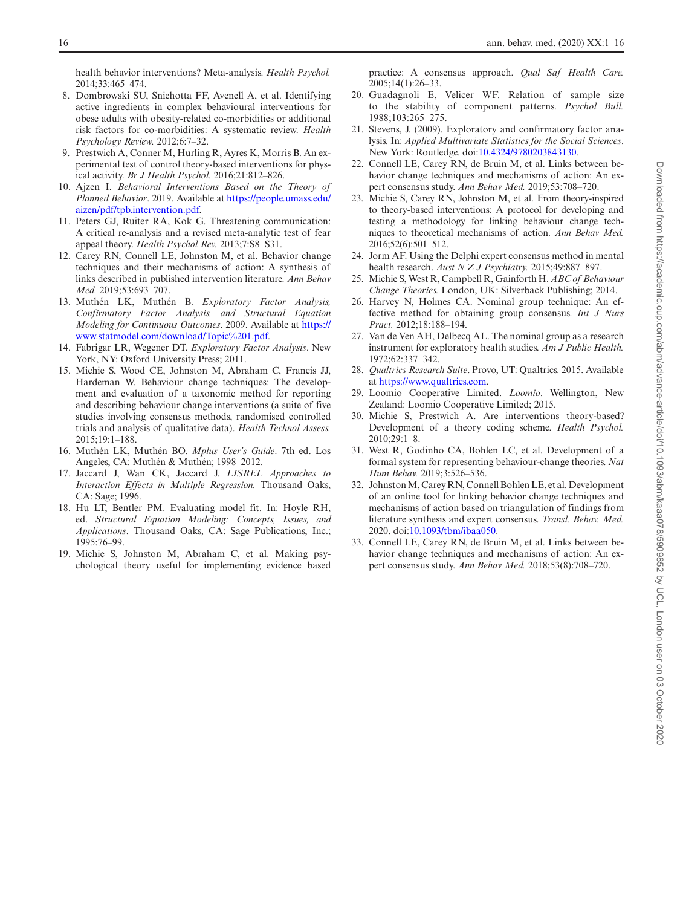health behavior interventions? Meta-analysis. *Health Psychol.* 2014;33:465–474.

8. Dombrowski SU, Sniehotta FF, Avenell A, et al. Identifying active ingredients in complex behavioural interventions for obese adults with obesity-related co-morbidities or additional risk factors for co-morbidities: A systematic review. *Health Psychology Review.* 2012;6:7–32.
9. Prestwich A, Conner M, Hurling R, Ayres K, Morris B. An experimental test of control theory-based interventions for physical activity. *Br J Health Psychol.* 2016;21:812–826.
10. Ajzen I. *Behavioral Interventions Based on the Theory of Planned Behavior*. 2019. Available at https://people.umass.edu/aizen/pdf/tpb.intervention.pdf.
11. Peters GJ, Ruiter RA, Kok G. Threatening communication: A critical re-analysis and a revised meta-analytic test of fear appeal theory. *Health Psychol Rev.* 2013;7:S8–S31.
12. Carey RN, Connell LE, Johnston M, et al. Behavior change techniques and their mechanisms of action: A synthesis of links described in published intervention literature. *Ann Behav Med.* 2019;53:693–707.
13. Muthén LK, Muthén B. *Exploratory Factor Analysis, Confirmatory Factor Analysis, and Structural Equation Modeling for Continuous Outcomes*. 2009. Available at https://www.statmodel.com/download/Topic%201.pdf.
14. Fabrigar LR, Wegener DT. *Exploratory Factor Analysis*. New York, NY: Oxford University Press; 2011.
15. Michie S, Wood CE, Johnston M, Abraham C, Francis JJ, Hardeman W. Behaviour change techniques: The development and evaluation of a taxonomic method for reporting and describing behaviour change interventions (a suite of five studies involving consensus methods, randomised controlled trials and analysis of qualitative data). *Health Technol Assess.* 2015;19:1–188.
16. Muthén LK, Muthén BO. *Mplus User's Guide*. 7th ed. Los Angeles, CA: Muthén & Muthén; 1998–2012.
17. Jaccard J, Wan CK, Jaccard J. *LISREL Approaches to Interaction Effects in Multiple Regression.* Thousand Oaks, CA: Sage; 1996.
18. Hu LT, Bentler PM. Evaluating model fit. In: Hoyle RH, ed. *Structural Equation Modeling: Concepts, Issues, and Applications*. Thousand Oaks, CA: Sage Publications, Inc.; 1995:76–99.
19. Michie S, Johnston M, Abraham C, et al. Making psychological theory useful for implementing evidence based practice: A consensus approach. *Qual Saf Health Care.* 2005;14(1):26–33.
20. Guadagnoli E, Velicer WF. Relation of sample size to the stability of component patterns. *Psychol Bull.* 1988;103:265–275.
21. Stevens, J. (2009). Exploratory and confirmatory factor analysis. In: *Applied Multivariate Statistics for the Social Sciences*. New York: Routledge. doi:10.4324/9780203843130.
22. Connell LE, Carey RN, de Bruin M, et al. Links between behavior change techniques and mechanisms of action: An expert consensus study. *Ann Behav Med.* 2019;53:708–720.
23. Michie S, Carey RN, Johnston M, et al. From theory-inspired to theory-based interventions: A protocol for developing and testing a methodology for linking behaviour change techniques to theoretical mechanisms of action. *Ann Behav Med.* 2016;52(6):501–512.
24. Jorm AF. Using the Delphi expert consensus method in mental health research. *Aust N Z J Psychiatry.* 2015;49:887–897.
25. Michie S, West R, Campbell R, Gainforth H. *ABC of Behaviour Change Theories.* London, UK: Silverback Publishing; 2014.
26. Harvey N, Holmes CA. Nominal group technique: An effective method for obtaining group consensus. *Int J Nurs Pract.* 2012;18:188–194.
27. Van de Ven AH, Delbecq AL. The nominal group as a research instrument for exploratory health studies. *Am J Public Health.* 1972;62:337–342.
28. *Qualtrics Research Suite*. Provo, UT: Qualtrics. 2015. Available at https://www.qualtrics.com.
29. Loomio Cooperative Limited. *Loomio*. Wellington, New Zealand: Loomio Cooperative Limited; 2015.
30. Michie S, Prestwich A. Are interventions theory-based? Development of a theory coding scheme. *Health Psychol.* 2010;29:1–8.
31. West R, Godinho CA, Bohlen LC, et al. Development of a formal system for representing behaviour-change theories. *Nat Hum Behav.* 2019;3:526–536.
32. Johnston M, Carey RN, Connell Bohlen LE, et al. Development of an online tool for linking behavior change techniques and mechanisms of action based on triangulation of findings from literature synthesis and expert consensus. *Transl. Behav. Med.* 2020. doi:10.1093/tbm/ibaa050.
33. Connell LE, Carey RN, de Bruin M, et al. Links between behavior change techniques and mechanisms of action: An expert consensus study. *Ann Behav Med.* 2018;53(8):708–720.